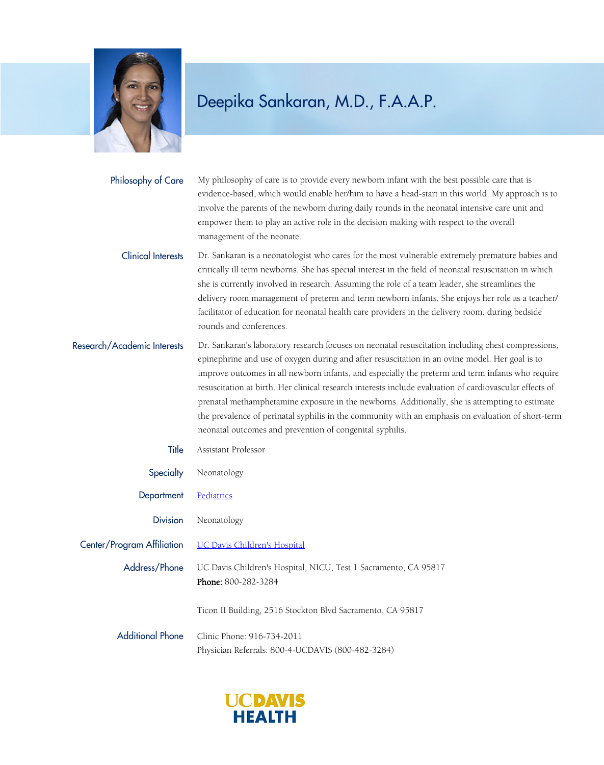# Deepika Sankaran, M.D., F.A.A.P.

**Philosophy of Care**

My philosophy of care is to provide every newborn infant with the best possible care that is evidence-based, which would enable her/him to have a head-start in this world. My approach is to involve the parents of the newborn during daily rounds in the neonatal intensive care unit and empower them to play an active role in the decision making with respect to the overall management of the neonate.

**Clinical Interests**

Dr. Sankaran is a neonatologist who cares for the most vulnerable extremely premature babies and critically ill term newborns. She has special interest in the field of neonatal resuscitation in which she is currently involved in research. Assuming the role of a team leader, she streamlines the delivery room management of preterm and term newborn infants. She enjoys her role as a teacher/ facilitator of education for neonatal health care providers in the delivery room, during bedside rounds and conferences.

**Research/Academic Interests**

Dr. Sankaran's laboratory research focuses on neonatal resuscitation including chest compressions, epinephrine and use of oxygen during and after resuscitation in an ovine model. Her goal is to improve outcomes in all newborn infants, and especially the preterm and term infants who require resuscitation at birth. Her clinical research interests include evaluation of cardiovascular effects of prenatal methamphetamine exposure in the newborns. Additionally, she is attempting to estimate the prevalence of perinatal syphilis in the community with an emphasis on evaluation of short-term neonatal outcomes and prevention of congenital syphilis.

**Title**

Assistant Professor

**Specialty**

Neonatology

**Department**

Pediatrics

**Division**

Neonatology

**Center/Program Affiliation**

UC Davis Children's Hospital

**Address/Phone**

UC Davis Children's Hospital, NICU, Test 1 Sacramento, CA 95817
**Phone:** 800-282-3284

Ticon II Building, 2516 Stockton Blvd Sacramento, CA 95817

**Additional Phone**

Clinic Phone: 916-734-2011
Physician Referrals: 800-4-UCDAVIS (800-482-3284)

UC DAVIS HEALTH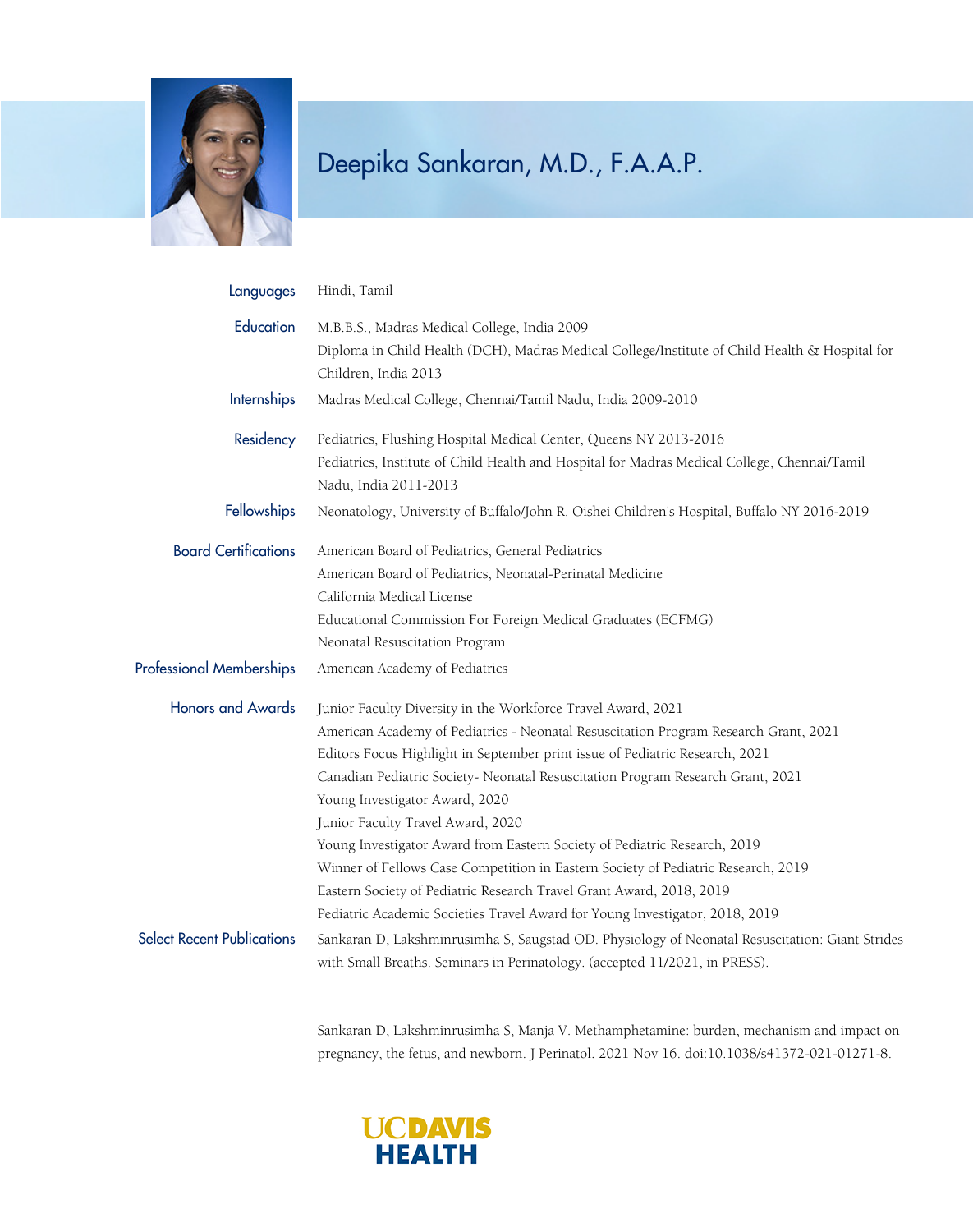# Deepika Sankaran, M.D., F.A.A.P.

**Languages**
Hindi, Tamil

**Education**
M.B.B.S., Madras Medical College, India 2009
Diploma in Child Health (DCH), Madras Medical College/Institute of Child Health & Hospital for Children, India 2013

**Internships**
Madras Medical College, Chennai/Tamil Nadu, India 2009-2010

**Residency**
Pediatrics, Flushing Hospital Medical Center, Queens NY 2013-2016
Pediatrics, Institute of Child Health and Hospital for Madras Medical College, Chennai/Tamil Nadu, India 2011-2013

**Fellowships**
Neonatology, University of Buffalo/John R. Oishei Children's Hospital, Buffalo NY 2016-2019

**Board Certifications**
American Board of Pediatrics, General Pediatrics
American Board of Pediatrics, Neonatal-Perinatal Medicine
California Medical License
Educational Commission For Foreign Medical Graduates (ECFMG)
Neonatal Resuscitation Program

**Professional Memberships**
American Academy of Pediatrics

**Honors and Awards**
Junior Faculty Diversity in the Workforce Travel Award, 2021
American Academy of Pediatrics - Neonatal Resuscitation Program Research Grant, 2021
Editors Focus Highlight in September print issue of Pediatric Research, 2021
Canadian Pediatric Society- Neonatal Resuscitation Program Research Grant, 2021
Young Investigator Award, 2020
Junior Faculty Travel Award, 2020
Young Investigator Award from Eastern Society of Pediatric Research, 2019
Winner of Fellows Case Competition in Eastern Society of Pediatric Research, 2019
Eastern Society of Pediatric Research Travel Grant Award, 2018, 2019
Pediatric Academic Societies Travel Award for Young Investigator, 2018, 2019

**Select Recent Publications**
Sankaran D, Lakshminrusimha S, Saugstad OD. Physiology of Neonatal Resuscitation: Giant Strides with Small Breaths. Seminars in Perinatology. (accepted 11/2021, in PRESS).

Sankaran D, Lakshminrusimha S, Manja V. Methamphetamine: burden, mechanism and impact on pregnancy, the fetus, and newborn. J Perinatol. 2021 Nov 16. doi:10.1038/s41372-021-01271-8.

UC DAVIS HEALTH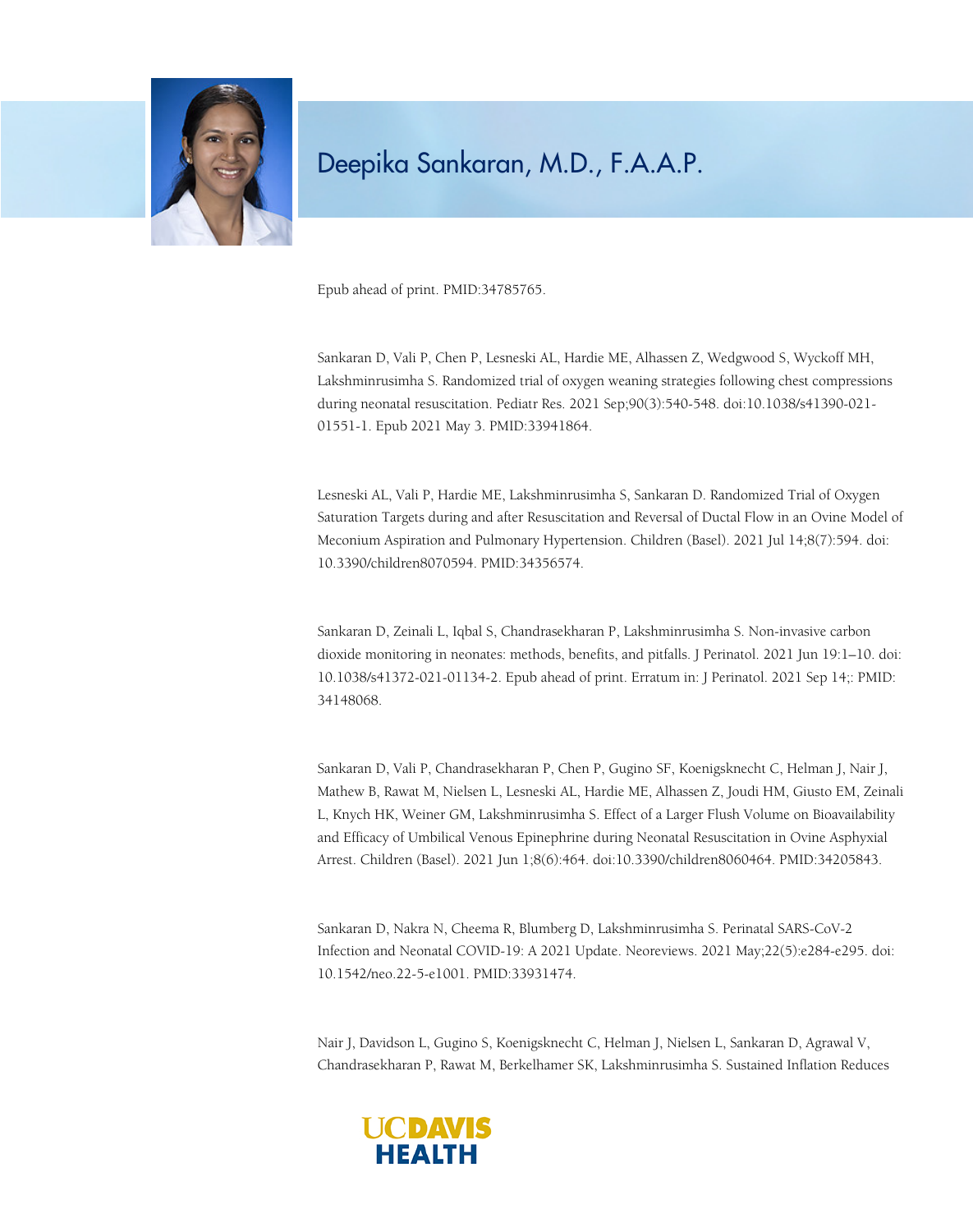Epub ahead of print. PMID:34785765.

Sankaran D, Vali P, Chen P, Lesneski AL, Hardie ME, Alhassen Z, Wedgwood S, Wyckoff MH, Lakshminrusimha S. Randomized trial of oxygen weaning strategies following chest compressions during neonatal resuscitation. Pediatr Res. 2021 Sep;90(3):540-548. doi:10.1038/s41390-021-01551-1. Epub 2021 May 3. PMID:33941864.

Lesneski AL, Vali P, Hardie ME, Lakshminrusimha S, Sankaran D. Randomized Trial of Oxygen Saturation Targets during and after Resuscitation and Reversal of Ductal Flow in an Ovine Model of Meconium Aspiration and Pulmonary Hypertension. Children (Basel). 2021 Jul 14;8(7):594. doi: 10.3390/children8070594. PMID:34356574.

Sankaran D, Zeinali L, Iqbal S, Chandrasekharan P, Lakshminrusimha S. Non-invasive carbon dioxide monitoring in neonates: methods, benefits, and pitfalls. J Perinatol. 2021 Jun 19:1–10. doi: 10.1038/s41372-021-01134-2. Epub ahead of print. Erratum in: J Perinatol. 2021 Sep 14;: PMID: 34148068.

Sankaran D, Vali P, Chandrasekharan P, Chen P, Gugino SF, Koenigsknecht C, Helman J, Nair J, Mathew B, Rawat M, Nielsen L, Lesneski AL, Hardie ME, Alhassen Z, Joudi HM, Giusto EM, Zeinali L, Knych HK, Weiner GM, Lakshminrusimha S. Effect of a Larger Flush Volume on Bioavailability and Efficacy of Umbilical Venous Epinephrine during Neonatal Resuscitation in Ovine Asphyxial Arrest. Children (Basel). 2021 Jun 1;8(6):464. doi:10.3390/children8060464. PMID:34205843.

Sankaran D, Nakra N, Cheema R, Blumberg D, Lakshminrusimha S. Perinatal SARS-CoV-2 Infection and Neonatal COVID-19: A 2021 Update. Neoreviews. 2021 May;22(5):e284-e295. doi: 10.1542/neo.22-5-e1001. PMID:33931474.

Nair J, Davidson L, Gugino S, Koenigsknecht C, Helman J, Nielsen L, Sankaran D, Agrawal V, Chandrasekharan P, Rawat M, Berkelhamer SK, Lakshminrusimha S. Sustained Inflation Reduces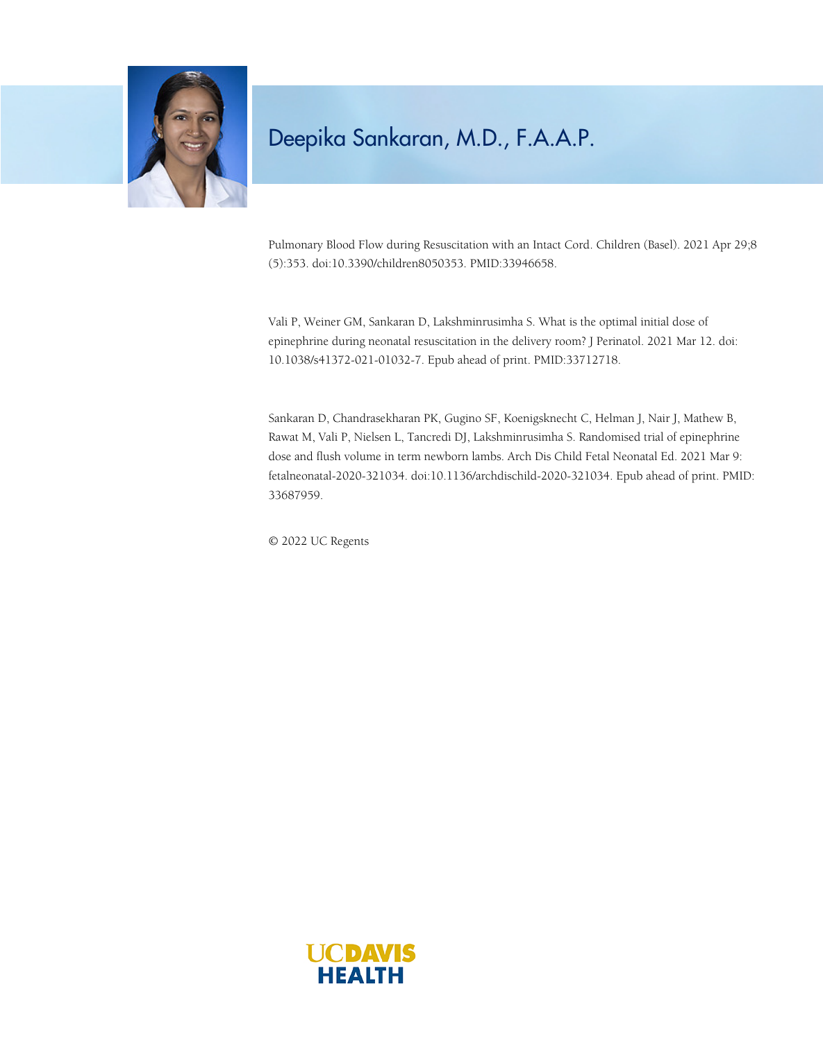# Deepika Sankaran, M.D., F.A.A.P.

Pulmonary Blood Flow during Resuscitation with an Intact Cord. Children (Basel). 2021 Apr 29;8(5):353. doi:10.3390/children8050353. PMID:33946658.

Vali P, Weiner GM, Sankaran D, Lakshminrusimha S. What is the optimal initial dose of epinephrine during neonatal resuscitation in the delivery room? J Perinatol. 2021 Mar 12. doi: 10.1038/s41372-021-01032-7. Epub ahead of print. PMID:33712718.

Sankaran D, Chandrasekharan PK, Gugino SF, Koenigsknecht C, Helman J, Nair J, Mathew B, Rawat M, Vali P, Nielsen L, Tancredi DJ, Lakshminrusimha S. Randomised trial of epinephrine dose and flush volume in term newborn lambs. Arch Dis Child Fetal Neonatal Ed. 2021 Mar 9: fetalneonatal-2020-321034. doi:10.1136/archdischild-2020-321034. Epub ahead of print. PMID: 33687959.

© 2022 UC Regents

UCDAVIS HEALTH